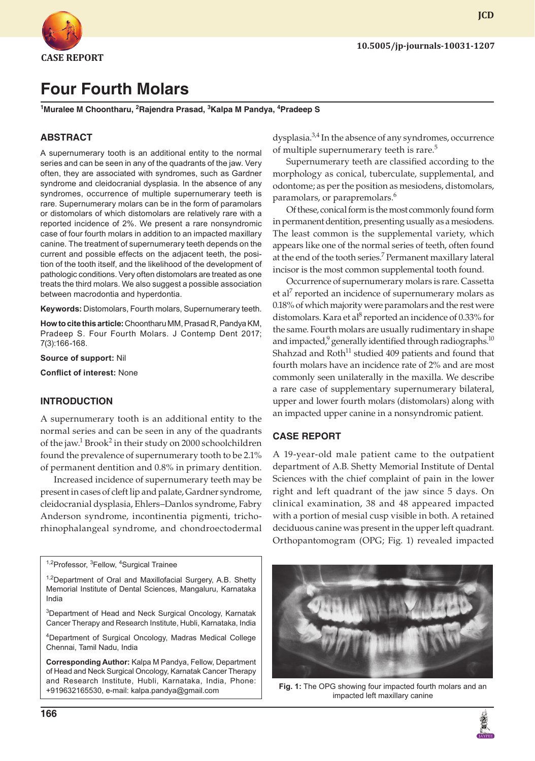CASE REPORT

10.5005/jp-journals-10031-1207

# Four Fourth Molars

[1]Muralee M Choontharu, [2]Rajendra Prasad, [3]Kalpa M Pandya, [4]Pradeep S

## ABSTRACT

A supernumerary tooth is an additional entity to the normal series and can be seen in any of the quadrants of the jaw. Very often, they are associated with syndromes, such as Gardner syndrome and cleidocranial dysplasia. In the absence of any syndromes, occurrence of multiple supernumerary teeth is rare. Supernumerary molars can be in the form of paramolars or distomolars of which distomolars are relatively rare with a reported incidence of 2%. We present a rare nonsyndromic case of four fourth molars in addition to an impacted maxillary canine. The treatment of supernumerary teeth depends on the current and possible effects on the adjacent teeth, the position of the tooth itself, and the likelihood of the development of pathologic conditions. Very often distomolars are treated as one treats the third molars. We also suggest a possible association between macrodontia and hyperdontia.

**Keywords:** Distomolars, Fourth molars, Supernumerary teeth.

**How to cite this article:** Choontharu MM, Prasad R, Pandya KM, Pradeep S. Four Fourth Molars. J Contemp Dent 2017; 7(3):166-168.

**Source of support:** Nil

**Conflict of interest:** None

## INTRODUCTION

A supernumerary tooth is an additional entity to the normal series and can be seen in any of the quadrants of the jaw.[1] Brook[2] in their study on 2000 schoolchildren found the prevalence of supernumerary tooth to be 2.1% of permanent dentition and 0.8% in primary dentition.

Increased incidence of supernumerary teeth may be present in cases of cleft lip and palate, Gardner syndrome, cleidocranial dysplasia, Ehlers–Danlos syndrome, Fabry Anderson syndrome, incontinentia pigmenti, tricho-rhinophalangeal syndrome, and chondroectodermal dysplasia.[3,4] In the absence of any syndromes, occurrence of multiple supernumerary teeth is rare.[5]

Supernumerary teeth are classified according to the morphology as conical, tuberculate, supplemental, and odontome; as per the position as mesiodens, distomolars, paramolars, or parapremolars.[6]

Of these, conical form is the most commonly found form in permanent dentition, presenting usually as a mesiodens. The least common is the supplemental variety, which appears like one of the normal series of teeth, often found at the end of the tooth series.[7] Permanent maxillary lateral incisor is the most common supplemental tooth found.

Occurrence of supernumerary molars is rare. Cassetta et al[7] reported an incidence of supernumerary molars as 0.18% of which majority were paramolars and the rest were distomolars. Kara et al[8] reported an incidence of 0.33% for the same. Fourth molars are usually rudimentary in shape and impacted,[9] generally identified through radiographs.[10] Shahzad and Roth[11] studied 409 patients and found that fourth molars have an incidence rate of 2% and are most commonly seen unilaterally in the maxilla. We describe a rare case of supplementary supernumerary bilateral, upper and lower fourth molars (distomolars) along with an impacted upper canine in a nonsyndromic patient.

## CASE REPORT

A 19-year-old male patient came to the outpatient department of A.B. Shetty Memorial Institute of Dental Sciences with the chief complaint of pain in the lower right and left quadrant of the jaw since 5 days. On clinical examination, 38 and 48 appeared impacted with a portion of mesial cusp visible in both. A retained deciduous canine was present in the upper left quadrant. Orthopantomogram (OPG; Fig. 1) revealed impacted

**Fig. 1:** The OPG showing four impacted fourth molars and an impacted left maxillary canine

[1,2]Professor, [3]Fellow, [4]Surgical Trainee

[1,2]Department of Oral and Maxillofacial Surgery, A.B. Shetty Memorial Institute of Dental Sciences, Mangaluru, Karnataka India

[3]Department of Head and Neck Surgical Oncology, Karnatak Cancer Therapy and Research Institute, Hubli, Karnataka, India

[4]Department of Surgical Oncology, Madras Medical College Chennai, Tamil Nadu, India

**Corresponding Author:** Kalpa M Pandya, Fellow, Department of Head and Neck Surgical Oncology, Karnatak Cancer Therapy and Research Institute, Hubli, Karnataka, India, Phone: +919632165530, e-mail: kalpa.pandya@gmail.com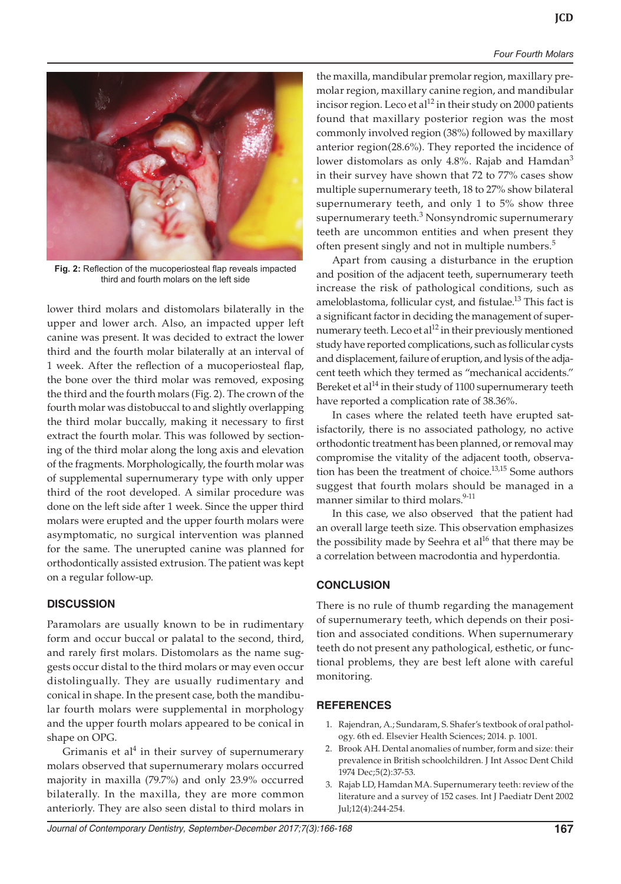Fig. 2: Reflection of the mucoperiosteal flap reveals impacted third and fourth molars on the left side

lower third molars and distomolars bilaterally in the upper and lower arch. Also, an impacted upper left canine was present. It was decided to extract the lower third and the fourth molar bilaterally at an interval of 1 week. After the reflection of a mucoperiosteal flap, the bone over the third molar was removed, exposing the third and the fourth molars (Fig. 2). The crown of the fourth molar was distobuccal to and slightly overlapping the third molar buccally, making it necessary to first extract the fourth molar. This was followed by sectioning of the third molar along the long axis and elevation of the fragments. Morphologically, the fourth molar was of supplemental supernumerary type with only upper third of the root developed. A similar procedure was done on the left side after 1 week. Since the upper third molars were erupted and the upper fourth molars were asymptomatic, no surgical intervention was planned for the same. The unerupted canine was planned for orthodontically assisted extrusion. The patient was kept on a regular follow-up.

## DISCUSSION

Paramolars are usually known to be in rudimentary form and occur buccal or palatal to the second, third, and rarely first molars. Distomolars as the name suggests occur distal to the third molars or may even occur distolingually. They are usually rudimentary and conical in shape. In the present case, both the mandibular fourth molars were supplemental in morphology and the upper fourth molars appeared to be conical in shape on OPG.

Grimanis et al[4] in their survey of supernumerary molars observed that supernumerary molars occurred majority in maxilla (79.7%) and only 23.9% occurred bilaterally. In the maxilla, they are more common anteriorly. They are also seen distal to third molars in the maxilla, mandibular premolar region, maxillary premolar region, maxillary canine region, and mandibular incisor region. Leco et al[12] in their study on 2000 patients found that maxillary posterior region was the most commonly involved region (38%) followed by maxillary anterior region(28.6%). They reported the incidence of lower distomolars as only 4.8%. Rajab and Hamdan[3] in their survey have shown that 72 to 77% cases show multiple supernumerary teeth, 18 to 27% show bilateral supernumerary teeth, and only 1 to 5% show three supernumerary teeth.[3] Nonsyndromic supernumerary teeth are uncommon entities and when present they often present singly and not in multiple numbers.[5]

Apart from causing a disturbance in the eruption and position of the adjacent teeth, supernumerary teeth increase the risk of pathological conditions, such as ameloblastoma, follicular cyst, and fistulae.[13] This fact is a significant factor in deciding the management of supernumerary teeth. Leco et al[12] in their previously mentioned study have reported complications, such as follicular cysts and displacement, failure of eruption, and lysis of the adjacent teeth which they termed as "mechanical accidents." Bereket et al[14] in their study of 1100 supernumerary teeth have reported a complication rate of 38.36%.

In cases where the related teeth have erupted satisfactorily, there is no associated pathology, no active orthodontic treatment has been planned, or removal may compromise the vitality of the adjacent tooth, observation has been the treatment of choice.[13,15] Some authors suggest that fourth molars should be managed in a manner similar to third molars.[9-11]

In this case, we also observed that the patient had an overall large teeth size. This observation emphasizes the possibility made by Seehra et al[16] that there may be a correlation between macrodontia and hyperdontia.

## CONCLUSION

There is no rule of thumb regarding the management of supernumerary teeth, which depends on their position and associated conditions. When supernumerary teeth do not present any pathological, esthetic, or functional problems, they are best left alone with careful monitoring.

## REFERENCES

1. Rajendran, A.; Sundaram, S. Shafer's textbook of oral pathology. 6th ed. Elsevier Health Sciences; 2014. p. 1001.
2. Brook AH. Dental anomalies of number, form and size: their prevalence in British schoolchildren. J Int Assoc Dent Child 1974 Dec;5(2):37-53.
3. Rajab LD, Hamdan MA. Supernumerary teeth: review of the literature and a survey of 152 cases. Int J Paediatr Dent 2002 Jul;12(4):244-254.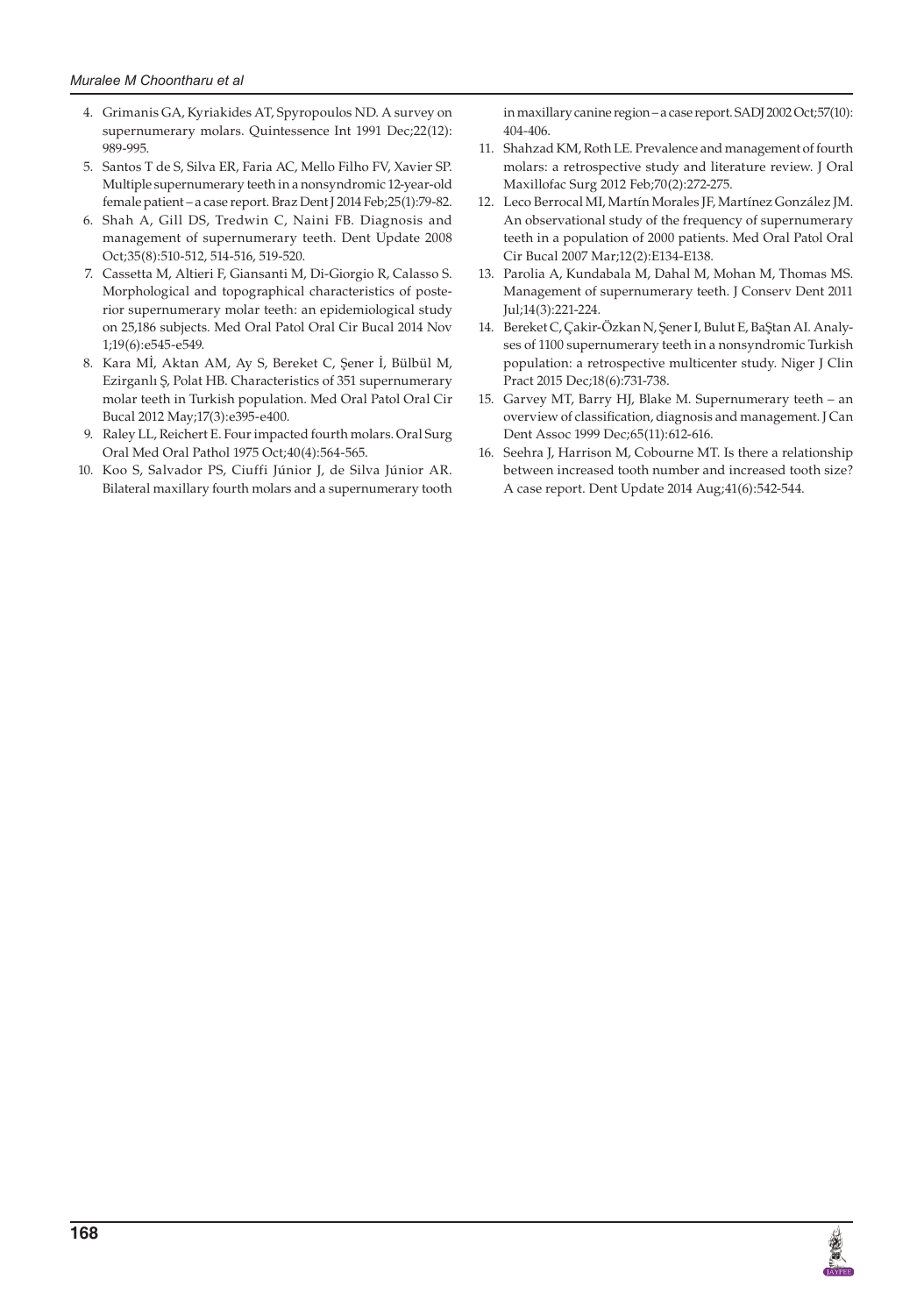4. Grimanis GA, Kyriakides AT, Spyropoulos ND. A survey on supernumerary molars. Quintessence Int 1991 Dec;22(12): 989-995.
5. Santos T de S, Silva ER, Faria AC, Mello Filho FV, Xavier SP. Multiple supernumerary teeth in a nonsyndromic 12-year-old female patient – a case report. Braz Dent J 2014 Feb;25(1):79-82.
6. Shah A, Gill DS, Tredwin C, Naini FB. Diagnosis and management of supernumerary teeth. Dent Update 2008 Oct;35(8):510-512, 514-516, 519-520.
7. Cassetta M, Altieri F, Giansanti M, Di-Giorgio R, Calasso S. Morphological and topographical characteristics of posterior supernumerary molar teeth: an epidemiological study on 25,186 subjects. Med Oral Patol Oral Cir Bucal 2014 Nov 1;19(6):e545-e549.
8. Kara Mİ, Aktan AM, Ay S, Bereket C, Şener İ, Bülbül M, Ezirganlı Ş, Polat HB. Characteristics of 351 supernumerary molar teeth in Turkish population. Med Oral Patol Oral Cir Bucal 2012 May;17(3):e395-e400.
9. Raley LL, Reichert E. Four impacted fourth molars. Oral Surg Oral Med Oral Pathol 1975 Oct;40(4):564-565.
10. Koo S, Salvador PS, Ciuffi Júnior J, de Silva Júnior AR. Bilateral maxillary fourth molars and a supernumerary tooth in maxillary canine region – a case report. SADJ 2002 Oct;57(10): 404-406.
11. Shahzad KM, Roth LE. Prevalence and management of fourth molars: a retrospective study and literature review. J Oral Maxillofac Surg 2012 Feb;70(2):272-275.
12. Leco Berrocal MI, Martín Morales JF, Martínez González JM. An observational study of the frequency of supernumerary teeth in a population of 2000 patients. Med Oral Patol Oral Cir Bucal 2007 Mar;12(2):E134-E138.
13. Parolia A, Kundabala M, Dahal M, Mohan M, Thomas MS. Management of supernumerary teeth. J Conserv Dent 2011 Jul;14(3):221-224.
14. Bereket C, Çakir-Özkan N, Şener I, Bulut E, BaŞtan AI. Analyses of 1100 supernumerary teeth in a nonsyndromic Turkish population: a retrospective multicenter study. Niger J Clin Pract 2015 Dec;18(6):731-738.
15. Garvey MT, Barry HJ, Blake M. Supernumerary teeth – an overview of classification, diagnosis and management. J Can Dent Assoc 1999 Dec;65(11):612-616.
16. Seehra J, Harrison M, Cobourne MT. Is there a relationship between increased tooth number and increased tooth size? A case report. Dent Update 2014 Aug;41(6):542-544.